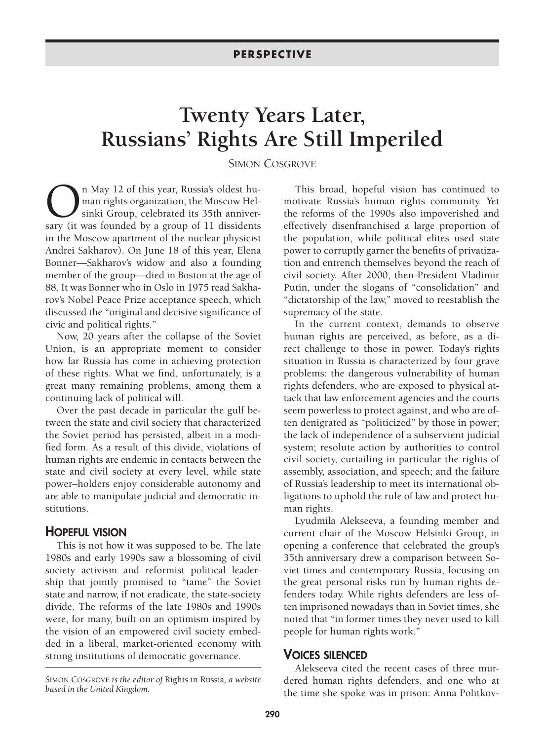PERSPECTIVE

# Twenty Years Later, Russians' Rights Are Still Imperiled

SIMON COSGROVE

On May 12 of this year, Russia's oldest human rights organization, the Moscow Helsinki Group, celebrated its 35th anniversary (it was founded by a group of 11 dissidents in the Moscow apartment of the nuclear physicist Andrei Sakharov). On June 18 of this year, Elena Bonner—Sakharov's widow and also a founding member of the group—died in Boston at the age of 88. It was Bonner who in Oslo in 1975 read Sakharov's Nobel Peace Prize acceptance speech, which discussed the "original and decisive significance of civic and political rights."

Now, 20 years after the collapse of the Soviet Union, is an appropriate moment to consider how far Russia has come in achieving protection of these rights. What we find, unfortunately, is a great many remaining problems, among them a continuing lack of political will.

Over the past decade in particular the gulf between the state and civil society that characterized the Soviet period has persisted, albeit in a modified form. As a result of this divide, violations of human rights are endemic in contacts between the state and civil society at every level, while state power–holders enjoy considerable autonomy and are able to manipulate judicial and democratic institutions.

## HOPEFUL VISION

This is not how it was supposed to be. The late 1980s and early 1990s saw a blossoming of civil society activism and reformist political leadership that jointly promised to "tame" the Soviet state and narrow, if not eradicate, the state-society divide. The reforms of the late 1980s and 1990s were, for many, built on an optimism inspired by the vision of an empowered civil society embedded in a liberal, market-oriented economy with strong institutions of democratic governance.

This broad, hopeful vision has continued to motivate Russia's human rights community. Yet the reforms of the 1990s also impoverished and effectively disenfranchised a large proportion of the population, while political elites used state power to corruptly garner the benefits of privatization and entrench themselves beyond the reach of civil society. After 2000, then-President Vladimir Putin, under the slogans of "consolidation" and "dictatorship of the law," moved to reestablish the supremacy of the state.

In the current context, demands to observe human rights are perceived, as before, as a direct challenge to those in power. Today's rights situation in Russia is characterized by four grave problems: the dangerous vulnerability of human rights defenders, who are exposed to physical attack that law enforcement agencies and the courts seem powerless to protect against, and who are often denigrated as "politicized" by those in power; the lack of independence of a subservient judicial system; resolute action by authorities to control civil society, curtailing in particular the rights of assembly, association, and speech; and the failure of Russia's leadership to meet its international obligations to uphold the rule of law and protect human rights.

Lyudmila Alekseeva, a founding member and current chair of the Moscow Helsinki Group, in opening a conference that celebrated the group's 35th anniversary drew a comparison between Soviet times and contemporary Russia, focusing on the great personal risks run by human rights defenders today. While rights defenders are less often imprisoned nowadays than in Soviet times, she noted that "in former times they never used to kill people for human rights work."

## VOICES SILENCED

Alekseeva cited the recent cases of three murdered human rights defenders, and one who at the time she spoke was in prison: Anna Politkov-

SIMON COSGROVE *is the editor of* Rights in Russia, *a website based in the United Kingdom.*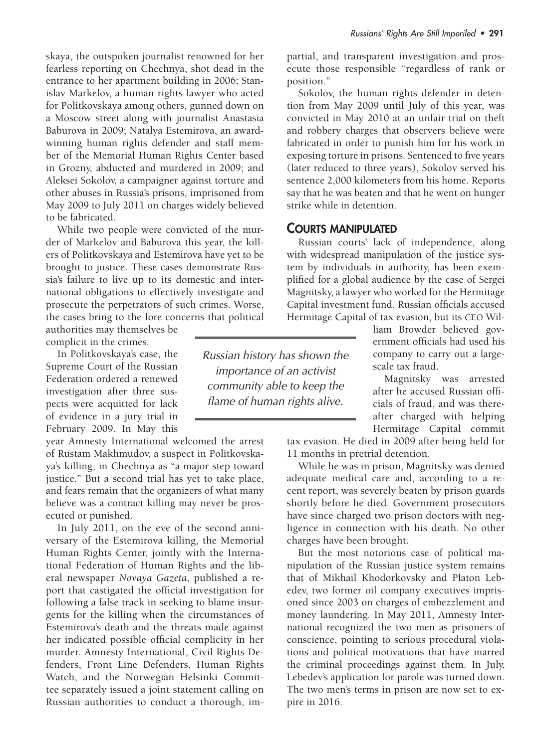skaya, the outspoken journalist renowned for her fearless reporting on Chechnya, shot dead in the entrance to her apartment building in 2006; Stanislav Markelov, a human rights lawyer who acted for Politkovskaya among others, gunned down on a Moscow street along with journalist Anastasia Baburova in 2009; Natalya Estemirova, an award-winning human rights defender and staff member of the Memorial Human Rights Center based in Grozny, abducted and murdered in 2009; and Aleksei Sokolov, a campaigner against torture and other abuses in Russia's prisons, imprisoned from May 2009 to July 2011 on charges widely believed to be fabricated.

While two people were convicted of the murder of Markelov and Baburova this year, the killers of Politkovskaya and Estemirova have yet to be brought to justice. These cases demonstrate Russia's failure to live up to its domestic and international obligations to effectively investigate and prosecute the perpetrators of such crimes. Worse, the cases bring to the fore concerns that political authorities may themselves be complicit in the crimes.

In Politkovskaya's case, the Supreme Court of the Russian Federation ordered a renewed investigation after three suspects were acquitted for lack of evidence in a jury trial in February 2009. In May this year Amnesty International welcomed the arrest of Rustam Makhmudov, a suspect in Politkovskaya's killing, in Chechnya as "a major step toward justice." But a second trial has yet to take place, and fears remain that the organizers of what many believe was a contract killing may never be prosecuted or punished.

In July 2011, on the eve of the second anniversary of the Estemirova killing, the Memorial Human Rights Center, jointly with the International Federation of Human Rights and the liberal newspaper *Novaya Gazeta*, published a report that castigated the official investigation for following a false track in seeking to blame insurgents for the killing when the circumstances of Estemirova's death and the threats made against her indicated possible official complicity in her murder. Amnesty International, Civil Rights Defenders, Front Line Defenders, Human Rights Watch, and the Norwegian Helsinki Committee separately issued a joint statement calling on Russian authorities to conduct a thorough, impartial, and transparent investigation and prosecute those responsible "regardless of rank or position."

Sokolov, the human rights defender in detention from May 2009 until July of this year, was convicted in May 2010 at an unfair trial on theft and robbery charges that observers believe were fabricated in order to punish him for his work in exposing torture in prisons. Sentenced to five years (later reduced to three years), Sokolov served his sentence 2,000 kilometers from his home. Reports say that he was beaten and that he went on hunger strike while in detention.

> *Russian history has shown the importance of an activist community able to keep the flame of human rights alive.*

## Courts Manipulated

Russian courts' lack of independence, along with widespread manipulation of the justice system by individuals in authority, has been exemplified for a global audience by the case of Sergei Magnitsky, a lawyer who worked for the Hermitage Capital investment fund. Russian officials accused Hermitage Capital of tax evasion, but its CEO William Browder believed government officials had used his company to carry out a large-scale tax fraud.

Magnitsky was arrested after he accused Russian officials of fraud, and was thereafter charged with helping Hermitage Capital commit tax evasion. He died in 2009 after being held for 11 months in pretrial detention.

While he was in prison, Magnitsky was denied adequate medical care and, according to a recent report, was severely beaten by prison guards shortly before he died. Government prosecutors have since charged two prison doctors with negligence in connection with his death. No other charges have been brought.

But the most notorious case of political manipulation of the Russian justice system remains that of Mikhail Khodorkovsky and Platon Lebedev, two former oil company executives imprisoned since 2003 on charges of embezzlement and money laundering. In May 2011, Amnesty International recognized the two men as prisoners of conscience, pointing to serious procedural violations and political motivations that have marred the criminal proceedings against them. In July, Lebedev's application for parole was turned down. The two men's terms in prison are now set to expire in 2016.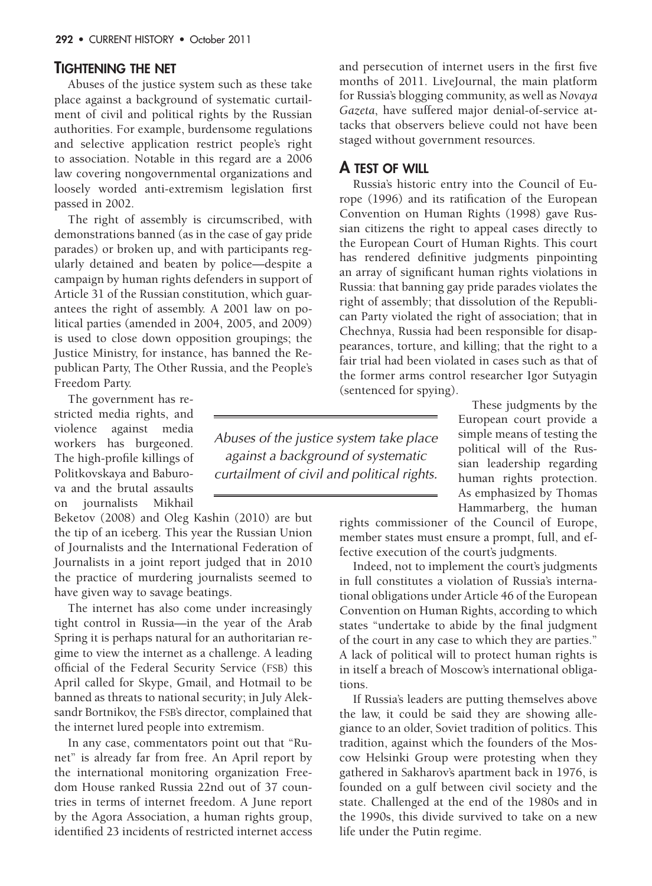## Tightening the Net

Abuses of the justice system such as these take place against a background of systematic curtailment of civil and political rights by the Russian authorities. For example, burdensome regulations and selective application restrict people's right to association. Notable in this regard are a 2006 law covering nongovernmental organizations and loosely worded anti-extremism legislation first passed in 2002.

The right of assembly is circumscribed, with demonstrations banned (as in the case of gay pride parades) or broken up, and with participants regularly detained and beaten by police—despite a campaign by human rights defenders in support of Article 31 of the Russian constitution, which guarantees the right of assembly. A 2001 law on political parties (amended in 2004, 2005, and 2009) is used to close down opposition groupings; the Justice Ministry, for instance, has banned the Republican Party, The Other Russia, and the People's Freedom Party.

The government has restricted media rights, and violence against media workers has burgeoned. The high-profile killings of Politkovskaya and Baburova and the brutal assaults on journalists Mikhail Beketov (2008) and Oleg Kashin (2010) are but the tip of an iceberg. This year the Russian Union of Journalists and the International Federation of Journalists in a joint report judged that in 2010 the practice of murdering journalists seemed to have given way to savage beatings.

*Abuses of the justice system take place against a background of systematic curtailment of civil and political rights.*

The internet has also come under increasingly tight control in Russia—in the year of the Arab Spring it is perhaps natural for an authoritarian regime to view the internet as a challenge. A leading official of the Federal Security Service (FSB) this April called for Skype, Gmail, and Hotmail to be banned as threats to national security; in July Aleksandr Bortnikov, the FSB's director, complained that the internet lured people into extremism.

In any case, commentators point out that "Runet" is already far from free. An April report by the international monitoring organization Freedom House ranked Russia 22nd out of 37 countries in terms of internet freedom. A June report by the Agora Association, a human rights group, identified 23 incidents of restricted internet access and persecution of internet users in the first five months of 2011. LiveJournal, the main platform for Russia's blogging community, as well as *Novaya Gazeta*, have suffered major denial-of-service attacks that observers believe could not have been staged without government resources.

## A Test of Will

Russia's historic entry into the Council of Europe (1996) and its ratification of the European Convention on Human Rights (1998) gave Russian citizens the right to appeal cases directly to the European Court of Human Rights. This court has rendered definitive judgments pinpointing an array of significant human rights violations in Russia: that banning gay pride parades violates the right of assembly; that dissolution of the Republican Party violated the right of association; that in Chechnya, Russia had been responsible for disappearances, torture, and killing; that the right to a fair trial had been violated in cases such as that of the former arms control researcher Igor Sutyagin (sentenced for spying).

These judgments by the European court provide a simple means of testing the political will of the Russian leadership regarding human rights protection. As emphasized by Thomas Hammarberg, the human rights commissioner of the Council of Europe, member states must ensure a prompt, full, and effective execution of the court's judgments.

Indeed, not to implement the court's judgments in full constitutes a violation of Russia's international obligations under Article 46 of the European Convention on Human Rights, according to which states "undertake to abide by the final judgment of the court in any case to which they are parties." A lack of political will to protect human rights is in itself a breach of Moscow's international obligations.

If Russia's leaders are putting themselves above the law, it could be said they are showing allegiance to an older, Soviet tradition of politics. This tradition, against which the founders of the Moscow Helsinki Group were protesting when they gathered in Sakharov's apartment back in 1976, is founded on a gulf between civil society and the state. Challenged at the end of the 1980s and in the 1990s, this divide survived to take on a new life under the Putin regime.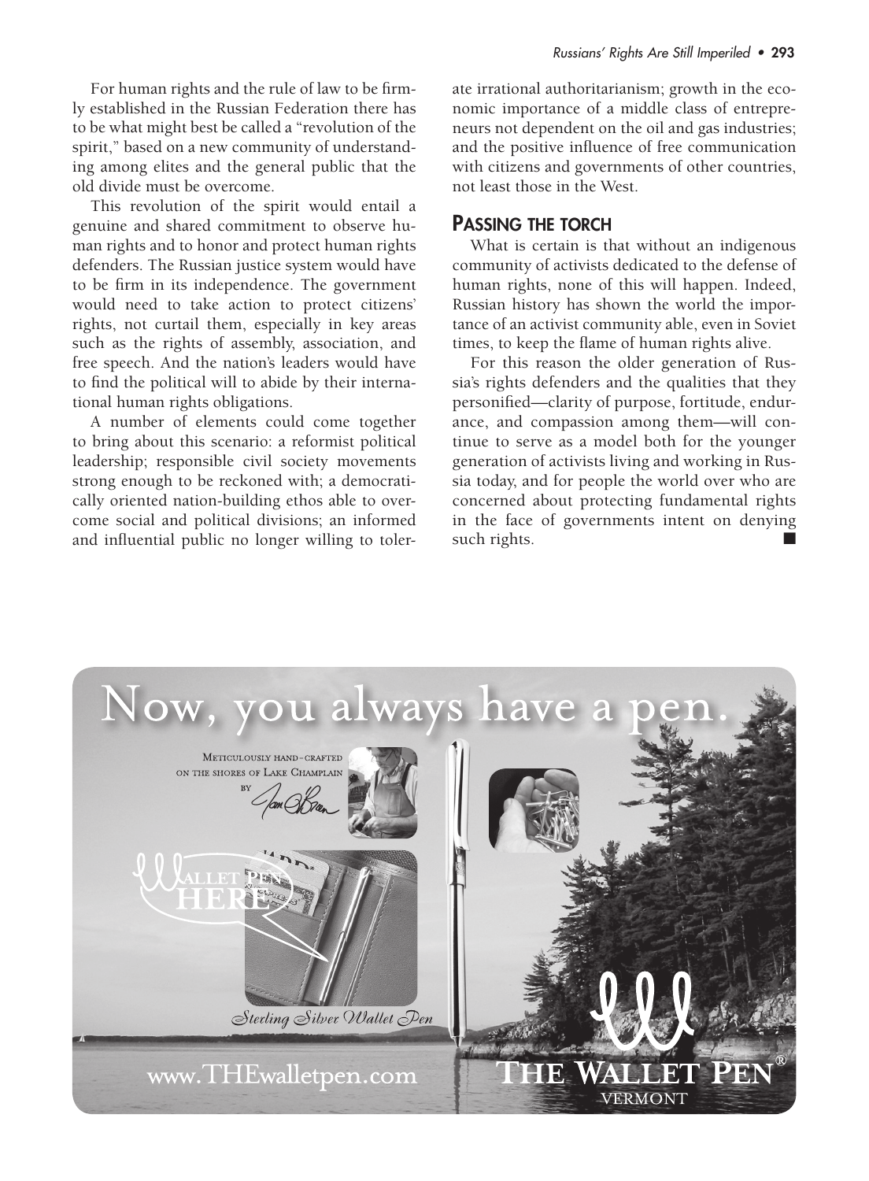For human rights and the rule of law to be firmly established in the Russian Federation there has to be what might best be called a "revolution of the spirit," based on a new community of understanding among elites and the general public that the old divide must be overcome.

This revolution of the spirit would entail a genuine and shared commitment to observe human rights and to honor and protect human rights defenders. The Russian justice system would have to be firm in its independence. The government would need to take action to protect citizens' rights, not curtail them, especially in key areas such as the rights of assembly, association, and free speech. And the nation's leaders would have to find the political will to abide by their international human rights obligations.

A number of elements could come together to bring about this scenario: a reformist political leadership; responsible civil society movements strong enough to be reckoned with; a democratically oriented nation-building ethos able to overcome social and political divisions; an informed and influential public no longer willing to tolerate irrational authoritarianism; growth in the economic importance of a middle class of entrepreneurs not dependent on the oil and gas industries; and the positive influence of free communication with citizens and governments of other countries, not least those in the West.

## Passing the torch

What is certain is that without an indigenous community of activists dedicated to the defense of human rights, none of this will happen. Indeed, Russian history has shown the world the importance of an activist community able, even in Soviet times, to keep the flame of human rights alive.

For this reason the older generation of Russia's rights defenders and the qualities that they personified—clarity of purpose, fortitude, endurance, and compassion among them—will continue to serve as a model both for the younger generation of activists living and working in Russia today, and for people the world over who are concerned about protecting fundamental rights in the face of governments intent on denying such rights. ■

Now, you always have a pen.

Meticulously hand-crafted on the shores of Lake Champlain by

Wallet Pen Here

Sterling Silver Wallet Pen

www.THEwalletpen.com

The Wallet Pen®
Vermont